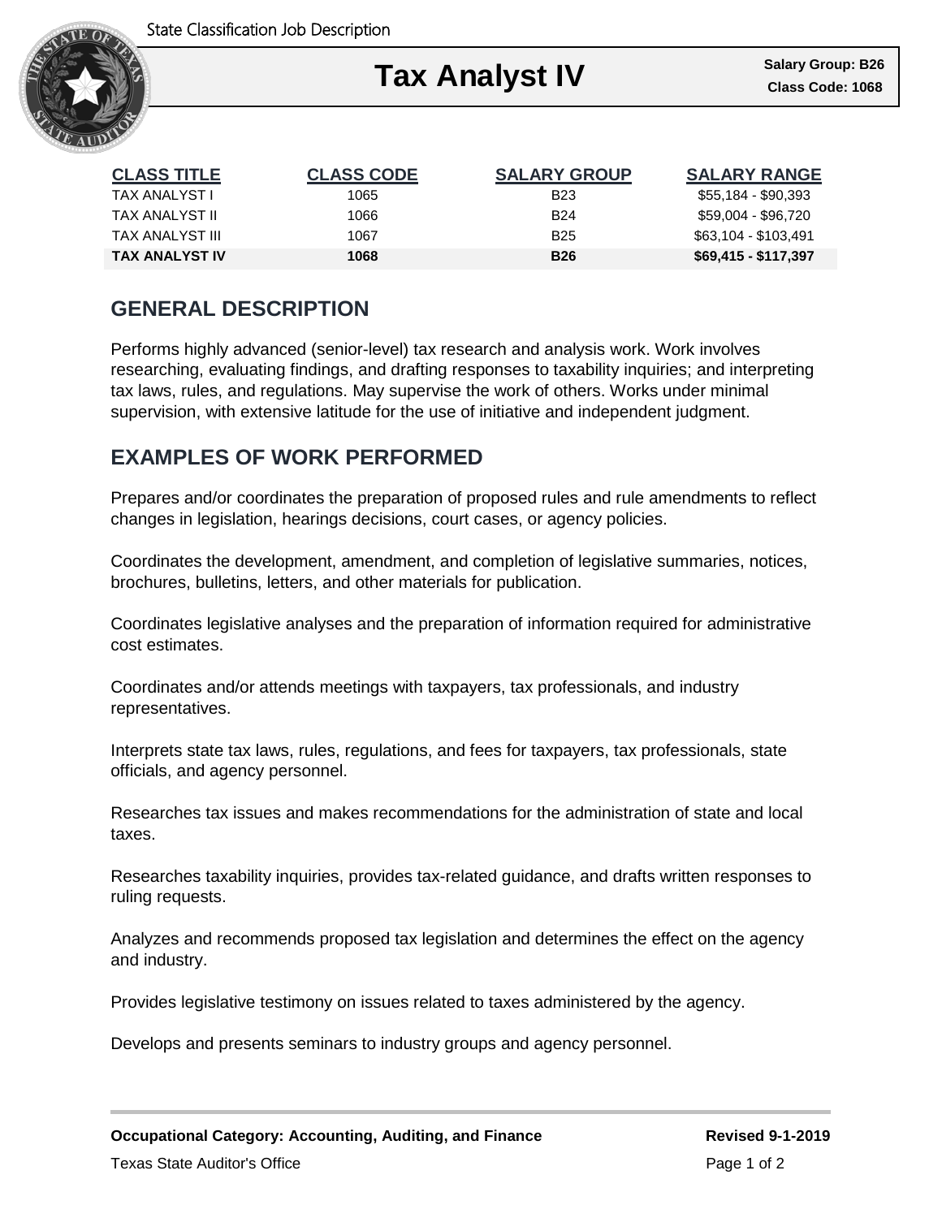State Classification Job Description

# Tax Analyst IV

**Salary Group: B26**
**Class Code: 1068**

| CLASS TITLE | CLASS CODE | SALARY GROUP | SALARY RANGE |
|---|---|---|---|
| TAX ANALYST I | 1065 | B23 | $55,184 - $90,393 |
| TAX ANALYST II | 1066 | B24 | $59,004 - $96,720 |
| TAX ANALYST III | 1067 | B25 | $63,104 - $103,491 |
| **TAX ANALYST IV** | **1068** | **B26** | **$69,415 - $117,397** |

## GENERAL DESCRIPTION

Performs highly advanced (senior-level) tax research and analysis work. Work involves researching, evaluating findings, and drafting responses to taxability inquiries; and interpreting tax laws, rules, and regulations. May supervise the work of others. Works under minimal supervision, with extensive latitude for the use of initiative and independent judgment.

## EXAMPLES OF WORK PERFORMED

Prepares and/or coordinates the preparation of proposed rules and rule amendments to reflect changes in legislation, hearings decisions, court cases, or agency policies.

Coordinates the development, amendment, and completion of legislative summaries, notices, brochures, bulletins, letters, and other materials for publication.

Coordinates legislative analyses and the preparation of information required for administrative cost estimates.

Coordinates and/or attends meetings with taxpayers, tax professionals, and industry representatives.

Interprets state tax laws, rules, regulations, and fees for taxpayers, tax professionals, state officials, and agency personnel.

Researches tax issues and makes recommendations for the administration of state and local taxes.

Researches taxability inquiries, provides tax-related guidance, and drafts written responses to ruling requests.

Analyzes and recommends proposed tax legislation and determines the effect on the agency and industry.

Provides legislative testimony on issues related to taxes administered by the agency.

Develops and presents seminars to industry groups and agency personnel.

**Occupational Category: Accounting, Auditing, and Finance** **Revised 9-1-2019**

Texas State Auditor's Office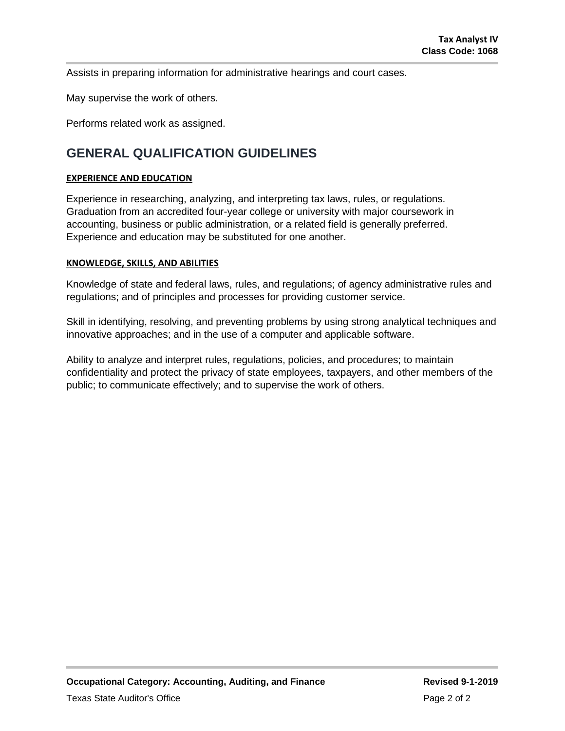Assists in preparing information for administrative hearings and court cases.

May supervise the work of others.

Performs related work as assigned.

## GENERAL QUALIFICATION GUIDELINES

### EXPERIENCE AND EDUCATION

Experience in researching, analyzing, and interpreting tax laws, rules, or regulations. Graduation from an accredited four-year college or university with major coursework in accounting, business or public administration, or a related field is generally preferred. Experience and education may be substituted for one another.

### KNOWLEDGE, SKILLS, AND ABILITIES

Knowledge of state and federal laws, rules, and regulations; of agency administrative rules and regulations; and of principles and processes for providing customer service.

Skill in identifying, resolving, and preventing problems by using strong analytical techniques and innovative approaches; and in the use of a computer and applicable software.

Ability to analyze and interpret rules, regulations, policies, and procedures; to maintain confidentiality and protect the privacy of state employees, taxpayers, and other members of the public; to communicate effectively; and to supervise the work of others.